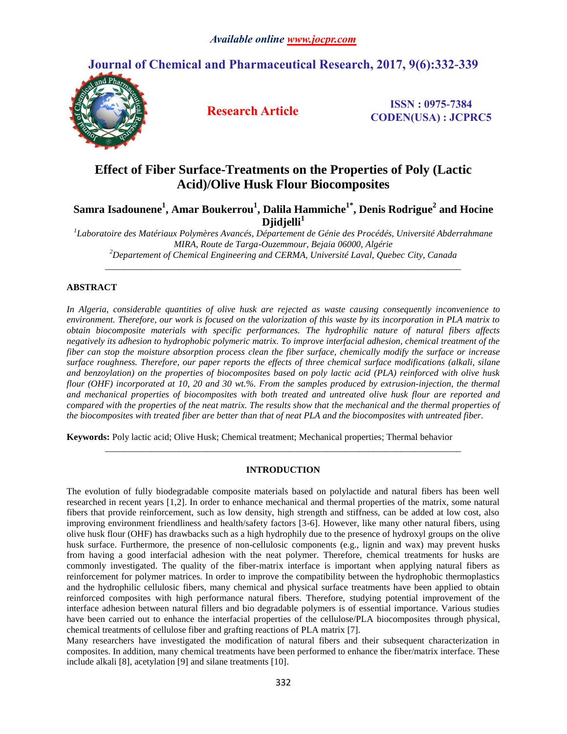# Effect of Fiber Surface-Treatments on the Properties of Poly (Lactic Acid)/Olive Husk Flour Biocomposites

**Samra Isadounene[1], Amar Boukerrou[1], Dalila Hammiche[1*], Denis Rodrigue[2] and Hocine Djidjelli[1]**

[1]*Laboratoire des Matériaux Polymères Avancés, Département de Génie des Procédés, Université Abderrahmane MIRA, Route de Targa-Ouzemmour, Bejaia 06000, Algérie*

[2]*Departement of Chemical Engineering and CERMA, Université Laval, Quebec City, Canada*

---

## ABSTRACT

*In Algeria, considerable quantities of olive husk are rejected as waste causing consequently inconvenience to environment. Therefore, our work is focused on the valorization of this waste by its incorporation in PLA matrix to obtain biocomposite materials with specific performances. The hydrophilic nature of natural fibers affects negatively its adhesion to hydrophobic polymeric matrix. To improve interfacial adhesion, chemical treatment of the fiber can stop the moisture absorption process clean the fiber surface, chemically modify the surface or increase surface roughness. Therefore, our paper reports the effects of three chemical surface modifications (alkali, silane and benzoylation) on the properties of biocomposites based on poly lactic acid (PLA) reinforced with olive husk flour (OHF) incorporated at 10, 20 and 30 wt.%. From the samples produced by extrusion-injection, the thermal and mechanical properties of biocomposites with both treated and untreated olive husk flour are reported and compared with the properties of the neat matrix. The results show that the mechanical and the thermal properties of the biocomposites with treated fiber are better than that of neat PLA and the biocomposites with untreated fiber.*

**Keywords:** Poly lactic acid; Olive Husk; Chemical treatment; Mechanical properties; Thermal behavior

---

## INTRODUCTION

The evolution of fully biodegradable composite materials based on polylactide and natural fibers has been well researched in recent years [1,2]. In order to enhance mechanical and thermal properties of the matrix, some natural fibers that provide reinforcement, such as low density, high strength and stiffness, can be added at low cost, also improving environment friendliness and health/safety factors [3-6]. However, like many other natural fibers, using olive husk flour (OHF) has drawbacks such as a high hydrophily due to the presence of hydroxyl groups on the olive husk surface. Furthermore, the presence of non-cellulosic components (e.g., lignin and wax) may prevent husks from having a good interfacial adhesion with the neat polymer. Therefore, chemical treatments for husks are commonly investigated. The quality of the fiber-matrix interface is important when applying natural fibers as reinforcement for polymer matrices. In order to improve the compatibility between the hydrophobic thermoplastics and the hydrophilic cellulosic fibers, many chemical and physical surface treatments have been applied to obtain reinforced composites with high performance natural fibers. Therefore, studying potential improvement of the interface adhesion between natural fillers and bio degradable polymers is of essential importance. Various studies have been carried out to enhance the interfacial properties of the cellulose/PLA biocomposites through physical, chemical treatments of cellulose fiber and grafting reactions of PLA matrix [7].

Many researchers have investigated the modification of natural fibers and their subsequent characterization in composites. In addition, many chemical treatments have been performed to enhance the fiber/matrix interface. These include alkali [8], acetylation [9] and silane treatments [10].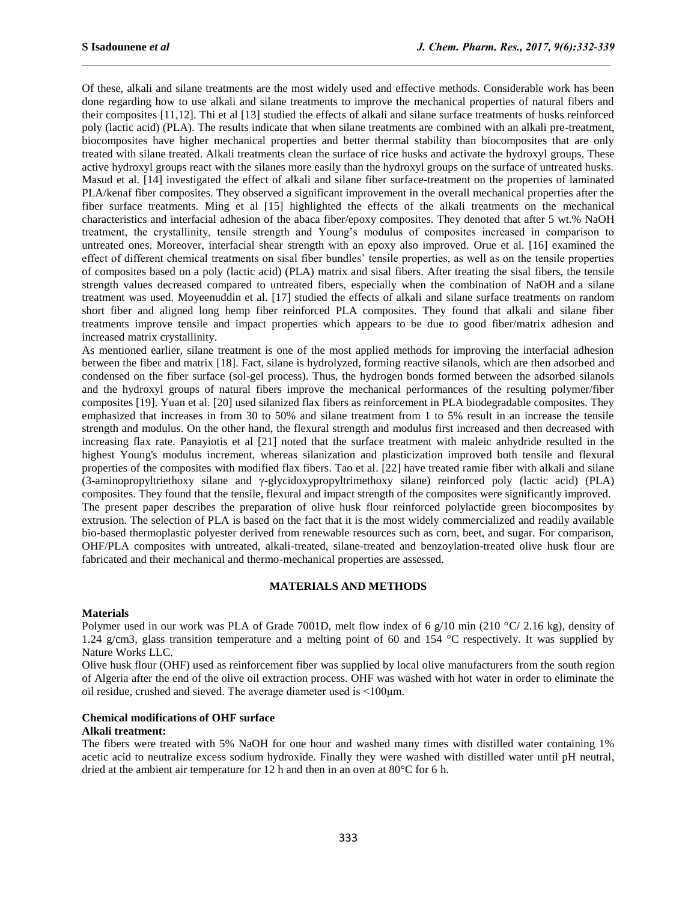Of these, alkali and silane treatments are the most widely used and effective methods. Considerable work has been done regarding how to use alkali and silane treatments to improve the mechanical properties of natural fibers and their composites [11,12]. Thi et al [13] studied the effects of alkali and silane surface treatments of husks reinforced poly (lactic acid) (PLA). The results indicate that when silane treatments are combined with an alkali pre-treatment, biocomposites have higher mechanical properties and better thermal stability than biocomposites that are only treated with silane treated. Alkali treatments clean the surface of rice husks and activate the hydroxyl groups. These active hydroxyl groups react with the silanes more easily than the hydroxyl groups on the surface of untreated husks. Masud et al. [14] investigated the effect of alkali and silane fiber surface-treatment on the properties of laminated PLA/kenaf fiber composites. They observed a significant improvement in the overall mechanical properties after the fiber surface treatments. Ming et al [15] highlighted the effects of the alkali treatments on the mechanical characteristics and interfacial adhesion of the abaca fiber/epoxy composites. They denoted that after 5 wt.% NaOH treatment, the crystallinity, tensile strength and Young's modulus of composites increased in comparison to untreated ones. Moreover, interfacial shear strength with an epoxy also improved. Orue et al. [16] examined the effect of different chemical treatments on sisal fiber bundles' tensile properties, as well as on the tensile properties of composites based on a poly (lactic acid) (PLA) matrix and sisal fibers. After treating the sisal fibers, the tensile strength values decreased compared to untreated fibers, especially when the combination of NaOH and a silane treatment was used. Moyeenuddin et al. [17] studied the effects of alkali and silane surface treatments on random short fiber and aligned long hemp fiber reinforced PLA composites. They found that alkali and silane fiber treatments improve tensile and impact properties which appears to be due to good fiber/matrix adhesion and increased matrix crystallinity.

As mentioned earlier, silane treatment is one of the most applied methods for improving the interfacial adhesion between the fiber and matrix [18]. Fact, silane is hydrolyzed, forming reactive silanols, which are then adsorbed and condensed on the fiber surface (sol-gel process). Thus, the hydrogen bonds formed between the adsorbed silanols and the hydroxyl groups of natural fibers improve the mechanical performances of the resulting polymer/fiber composites [19]. Yuan et al. [20] used silanized flax fibers as reinforcement in PLA biodegradable composites. They emphasized that increases in from 30 to 50% and silane treatment from 1 to 5% result in an increase the tensile strength and modulus. On the other hand, the flexural strength and modulus first increased and then decreased with increasing flax rate. Panayiotis et al [21] noted that the surface treatment with maleic anhydride resulted in the highest Young's modulus increment, whereas silanization and plasticization improved both tensile and flexural properties of the composites with modified flax fibers. Tao et al. [22] have treated ramie fiber with alkali and silane (3-aminopropyltriethoxy silane and γ-glycidoxypropyltrimethoxy silane) reinforced poly (lactic acid) (PLA) composites. They found that the tensile, flexural and impact strength of the composites were significantly improved.

The present paper describes the preparation of olive husk flour reinforced polylactide green biocomposites by extrusion. The selection of PLA is based on the fact that it is the most widely commercialized and readily available bio-based thermoplastic polyester derived from renewable resources such as corn, beet, and sugar. For comparison, OHF/PLA composites with untreated, alkali-treated, silane-treated and benzoylation-treated olive husk flour are fabricated and their mechanical and thermo-mechanical properties are assessed.

## MATERIALS AND METHODS

### Materials

Polymer used in our work was PLA of Grade 7001D, melt flow index of 6 g/10 min (210 °C/ 2.16 kg), density of 1.24 g/cm3, glass transition temperature and a melting point of 60 and 154 °C respectively. It was supplied by Nature Works LLC.

Olive husk flour (OHF) used as reinforcement fiber was supplied by local olive manufacturers from the south region of Algeria after the end of the olive oil extraction process. OHF was washed with hot water in order to eliminate the oil residue, crushed and sieved. The average diameter used is <100μm.

### Chemical modifications of OHF surface

**Alkali treatment:**

The fibers were treated with 5% NaOH for one hour and washed many times with distilled water containing 1% acetic acid to neutralize excess sodium hydroxide. Finally they were washed with distilled water until pH neutral, dried at the ambient air temperature for 12 h and then in an oven at 80°C for 6 h.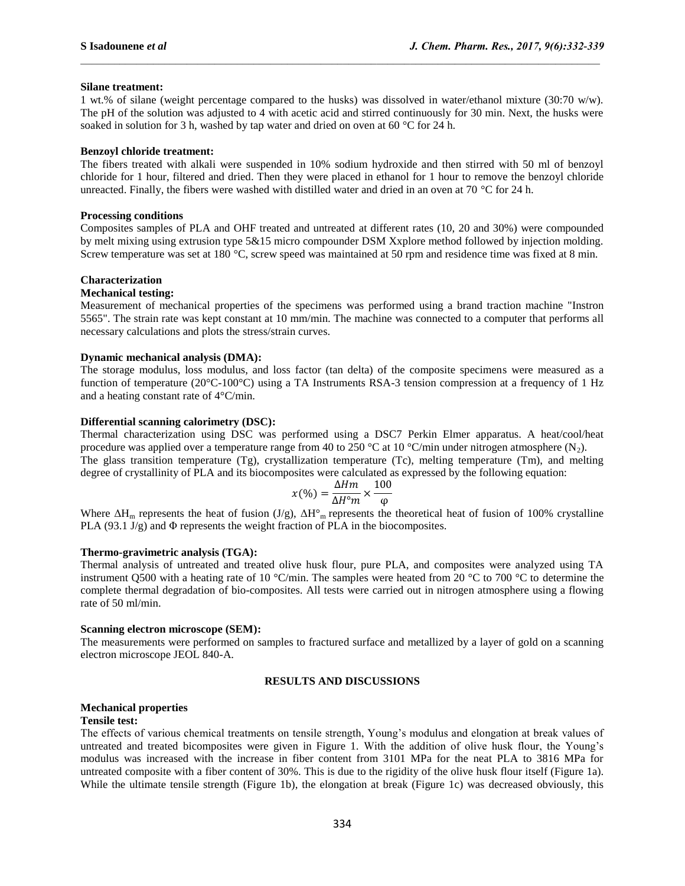### Silane treatment:

1 wt.% of silane (weight percentage compared to the husks) was dissolved in water/ethanol mixture (30:70 w/w). The pH of the solution was adjusted to 4 with acetic acid and stirred continuously for 30 min. Next, the husks were soaked in solution for 3 h, washed by tap water and dried on oven at 60 °C for 24 h.

### Benzoyl chloride treatment:

The fibers treated with alkali were suspended in 10% sodium hydroxide and then stirred with 50 ml of benzoyl chloride for 1 hour, filtered and dried. Then they were placed in ethanol for 1 hour to remove the benzoyl chloride unreacted. Finally, the fibers were washed with distilled water and dried in an oven at 70 °C for 24 h.

### Processing conditions

Composites samples of PLA and OHF treated and untreated at different rates (10, 20 and 30%) were compounded by melt mixing using extrusion type 5&15 micro compounder DSM Xxplore method followed by injection molding. Screw temperature was set at 180 °C, screw speed was maintained at 50 rpm and residence time was fixed at 8 min.

## Characterization

### Mechanical testing:

Measurement of mechanical properties of the specimens was performed using a brand traction machine "Instron 5565". The strain rate was kept constant at 10 mm/min. The machine was connected to a computer that performs all necessary calculations and plots the stress/strain curves.

### Dynamic mechanical analysis (DMA):

The storage modulus, loss modulus, and loss factor (tan delta) of the composite specimens were measured as a function of temperature (20°C-100°C) using a TA Instruments RSA-3 tension compression at a frequency of 1 Hz and a heating constant rate of 4°C/min.

### Differential scanning calorimetry (DSC):

Thermal characterization using DSC was performed using a DSC7 Perkin Elmer apparatus. A heat/cool/heat procedure was applied over a temperature range from 40 to 250 °C at 10 °C/min under nitrogen atmosphere ($N_2$).

The glass transition temperature (Tg), crystallization temperature (Tc), melting temperature (Tm), and melting degree of crystallinity of PLA and its biocomposites were calculated as expressed by the following equation:

$$x(\%) = \frac{\Delta Hm}{\Delta H^{\circ}m} \times \frac{100}{\varphi}$$

Where $\Delta H_m$ represents the heat of fusion (J/g), $\Delta H^{\circ}_m$ represents the theoretical heat of fusion of 100% crystalline PLA (93.1 J/g) and $\Phi$ represents the weight fraction of PLA in the biocomposites.

### Thermo-gravimetric analysis (TGA):

Thermal analysis of untreated and treated olive husk flour, pure PLA, and composites were analyzed using TA instrument Q500 with a heating rate of 10 °C/min. The samples were heated from 20 °C to 700 °C to determine the complete thermal degradation of bio-composites. All tests were carried out in nitrogen atmosphere using a flowing rate of 50 ml/min.

### Scanning electron microscope (SEM):

The measurements were performed on samples to fractured surface and metallized by a layer of gold on a scanning electron microscope JEOL 840-A.

## RESULTS AND DISCUSSIONS

### Mechanical properties

### Tensile test:

The effects of various chemical treatments on tensile strength, Young's modulus and elongation at break values of untreated and treated bicomposites were given in Figure 1. With the addition of olive husk flour, the Young's modulus was increased with the increase in fiber content from 3101 MPa for the neat PLA to 3816 MPa for untreated composite with a fiber content of 30%. This is due to the rigidity of the olive husk flour itself (Figure 1a). While the ultimate tensile strength (Figure 1b), the elongation at break (Figure 1c) was decreased obviously, this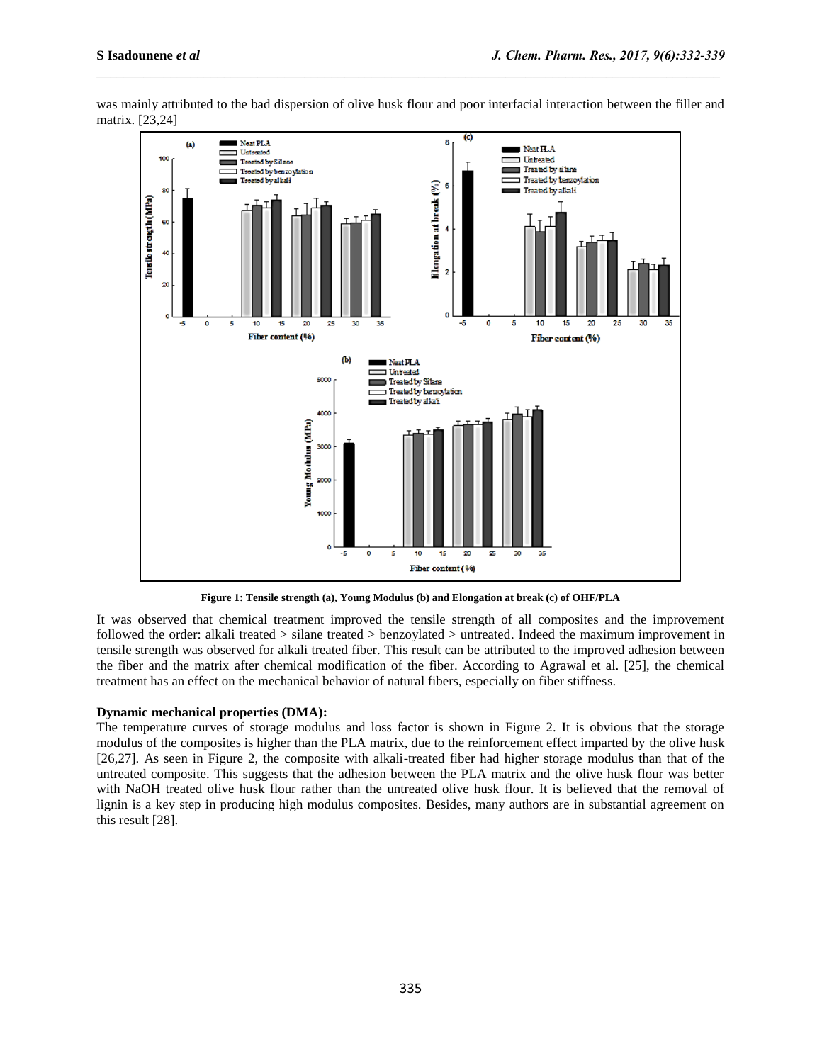was mainly attributed to the bad dispersion of olive husk flour and poor interfacial interaction between the filler and matrix. [23,24]

**Figure 1: Tensile strength (a), Young Modulus (b) and Elongation at break (c) of OHF/PLA**

It was observed that chemical treatment improved the tensile strength of all composites and the improvement followed the order: alkali treated > silane treated > benzoylated > untreated. Indeed the maximum improvement in tensile strength was observed for alkali treated fiber. This result can be attributed to the improved adhesion between the fiber and the matrix after chemical modification of the fiber. According to Agrawal et al. [25], the chemical treatment has an effect on the mechanical behavior of natural fibers, especially on fiber stiffness.

**Dynamic mechanical properties (DMA):**

The temperature curves of storage modulus and loss factor is shown in Figure 2. It is obvious that the storage modulus of the composites is higher than the PLA matrix, due to the reinforcement effect imparted by the olive husk [26,27]. As seen in Figure 2, the composite with alkali-treated fiber had higher storage modulus than that of the untreated composite. This suggests that the adhesion between the PLA matrix and the olive husk flour was better with NaOH treated olive husk flour rather than the untreated olive husk flour. It is believed that the removal of lignin is a key step in producing high modulus composites. Besides, many authors are in substantial agreement on this result [28].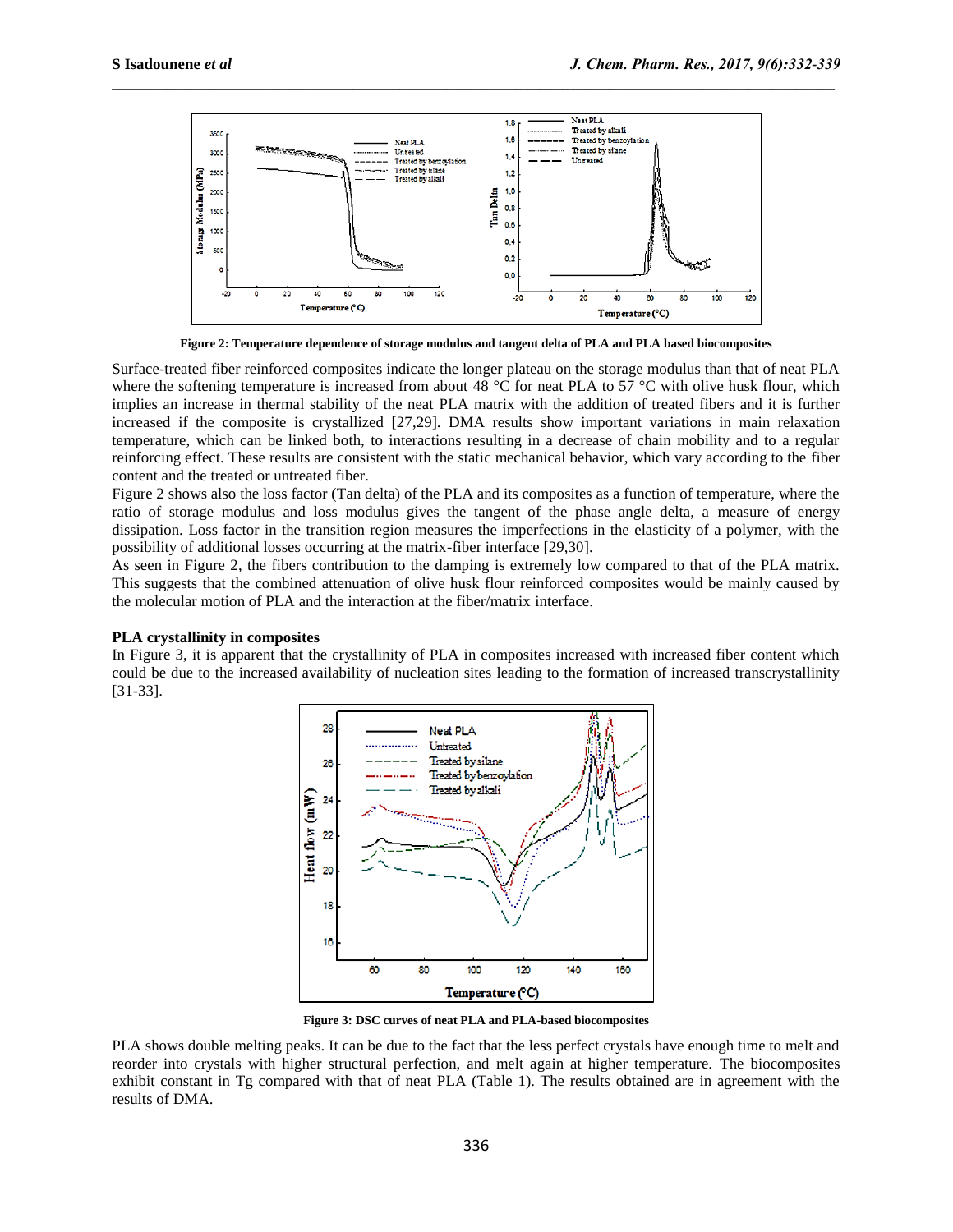Figure 2: Temperature dependence of storage modulus and tangent delta of PLA and PLA based biocomposites

Surface-treated fiber reinforced composites indicate the longer plateau on the storage modulus than that of neat PLA where the softening temperature is increased from about 48 °C for neat PLA to 57 °C with olive husk flour, which implies an increase in thermal stability of the neat PLA matrix with the addition of treated fibers and it is further increased if the composite is crystallized [27,29]. DMA results show important variations in main relaxation temperature, which can be linked both, to interactions resulting in a decrease of chain mobility and to a regular reinforcing effect. These results are consistent with the static mechanical behavior, which vary according to the fiber content and the treated or untreated fiber.

Figure 2 shows also the loss factor (Tan delta) of the PLA and its composites as a function of temperature, where the ratio of storage modulus and loss modulus gives the tangent of the phase angle delta, a measure of energy dissipation. Loss factor in the transition region measures the imperfections in the elasticity of a polymer, with the possibility of additional losses occurring at the matrix-fiber interface [29,30].

As seen in Figure 2, the fibers contribution to the damping is extremely low compared to that of the PLA matrix. This suggests that the combined attenuation of olive husk flour reinforced composites would be mainly caused by the molecular motion of PLA and the interaction at the fiber/matrix interface.

**PLA crystallinity in composites**

In Figure 3, it is apparent that the crystallinity of PLA in composites increased with increased fiber content which could be due to the increased availability of nucleation sites leading to the formation of increased transcrystallinity [31-33].

Figure 3: DSC curves of neat PLA and PLA-based biocomposites

PLA shows double melting peaks. It can be due to the fact that the less perfect crystals have enough time to melt and reorder into crystals with higher structural perfection, and melt again at higher temperature. The biocomposites exhibit constant in Tg compared with that of neat PLA (Table 1). The results obtained are in agreement with the results of DMA.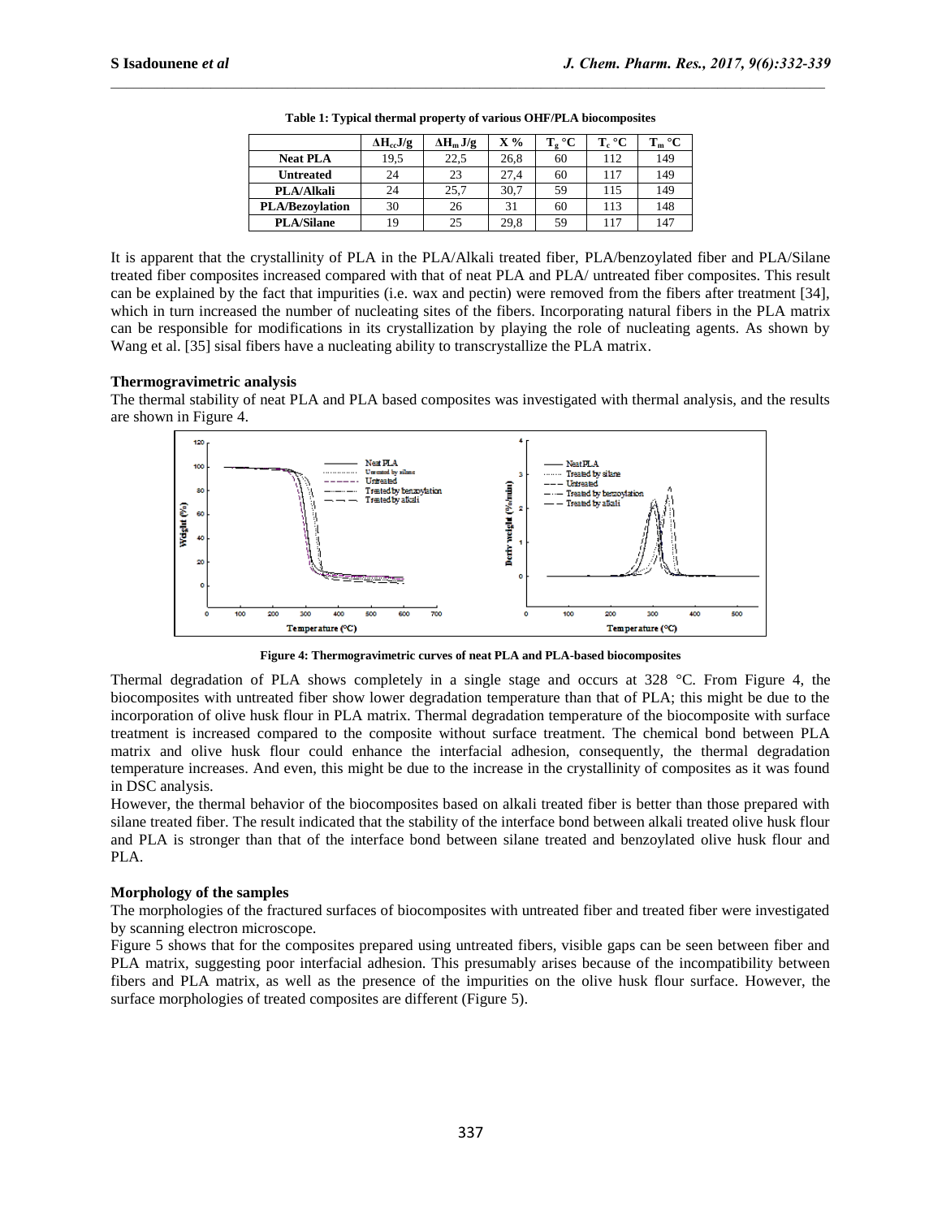**Table 1: Typical thermal property of various OHF/PLA biocomposites**

| | $\Delta H_{cc}$ J/g | $\Delta H_m$ J/g | X % | $T_g$ °C | $T_c$ °C | $T_m$ °C |
|---|---|---|---|---|---|---|
| **Neat PLA** | 19,5 | 22,5 | 26,8 | 60 | 112 | 149 |
| **Untreated** | 24 | 23 | 27,4 | 60 | 117 | 149 |
| **PLA/Alkali** | 24 | 25,7 | 30,7 | 59 | 115 | 149 |
| **PLA/Bezoylation** | 30 | 26 | 31 | 60 | 113 | 148 |
| **PLA/Silane** | 19 | 25 | 29,8 | 59 | 117 | 147 |

It is apparent that the crystallinity of PLA in the PLA/Alkali treated fiber, PLA/benzoylated fiber and PLA/Silane treated fiber composites increased compared with that of neat PLA and PLA/ untreated fiber composites. This result can be explained by the fact that impurities (i.e. wax and pectin) were removed from the fibers after treatment [34], which in turn increased the number of nucleating sites of the fibers. Incorporating natural fibers in the PLA matrix can be responsible for modifications in its crystallization by playing the role of nucleating agents. As shown by Wang et al. [35] sisal fibers have a nucleating ability to transcrystallize the PLA matrix.

### Thermogravimetric analysis

The thermal stability of neat PLA and PLA based composites was investigated with thermal analysis, and the results are shown in Figure 4.

**Figure 4: Thermogravimetric curves of neat PLA and PLA-based biocomposites**

Thermal degradation of PLA shows completely in a single stage and occurs at 328 °C. From Figure 4, the biocomposites with untreated fiber show lower degradation temperature than that of PLA; this might be due to the incorporation of olive husk flour in PLA matrix. Thermal degradation temperature of the biocomposite with surface treatment is increased compared to the composite without surface treatment. The chemical bond between PLA matrix and olive husk flour could enhance the interfacial adhesion, consequently, the thermal degradation temperature increases. And even, this might be due to the increase in the crystallinity of composites as it was found in DSC analysis.

However, the thermal behavior of the biocomposites based on alkali treated fiber is better than those prepared with silane treated fiber. The result indicated that the stability of the interface bond between alkali treated olive husk flour and PLA is stronger than that of the interface bond between silane treated and benzoylated olive husk flour and PLA.

### Morphology of the samples

The morphologies of the fractured surfaces of biocomposites with untreated fiber and treated fiber were investigated by scanning electron microscope.

Figure 5 shows that for the composites prepared using untreated fibers, visible gaps can be seen between fiber and PLA matrix, suggesting poor interfacial adhesion. This presumably arises because of the incompatibility between fibers and PLA matrix, as well as the presence of the impurities on the olive husk flour surface. However, the surface morphologies of treated composites are different (Figure 5).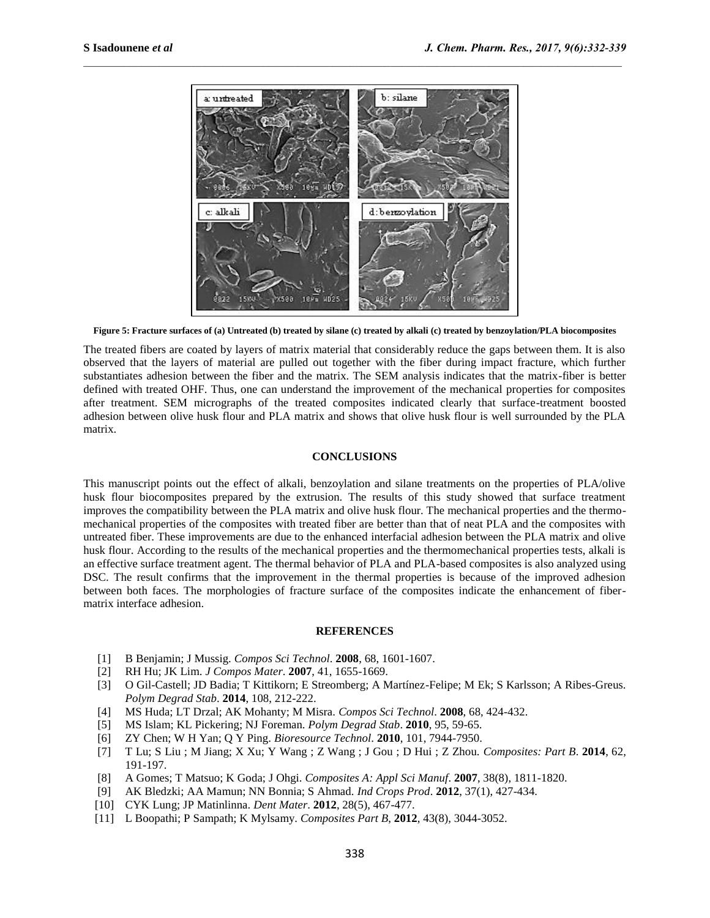**Figure 5: Fracture surfaces of (a) Untreated (b) treated by silane (c) treated by alkali (c) treated by benzoylation/PLA biocomposites**

The treated fibers are coated by layers of matrix material that considerably reduce the gaps between them. It is also observed that the layers of material are pulled out together with the fiber during impact fracture, which further substantiates adhesion between the fiber and the matrix. The SEM analysis indicates that the matrix-fiber is better defined with treated OHF. Thus, one can understand the improvement of the mechanical properties for composites after treatment. SEM micrographs of the treated composites indicated clearly that surface-treatment boosted adhesion between olive husk flour and PLA matrix and shows that olive husk flour is well surrounded by the PLA matrix.

## CONCLUSIONS

This manuscript points out the effect of alkali, benzoylation and silane treatments on the properties of PLA/olive husk flour biocomposites prepared by the extrusion. The results of this study showed that surface treatment improves the compatibility between the PLA matrix and olive husk flour. The mechanical properties and the thermo-mechanical properties of the composites with treated fiber are better than that of neat PLA and the composites with untreated fiber. These improvements are due to the enhanced interfacial adhesion between the PLA matrix and olive husk flour. According to the results of the mechanical properties and the thermomechanical properties tests, alkali is an effective surface treatment agent. The thermal behavior of PLA and PLA-based composites is also analyzed using DSC. The result confirms that the improvement in the thermal properties is because of the improved adhesion between both faces. The morphologies of fracture surface of the composites indicate the enhancement of fiber-matrix interface adhesion.

## REFERENCES

[1] B Benjamin; J Mussig. *Compos Sci Technol*. **2008**, 68, 1601-1607.

[2] RH Hu; JK Lim. *J Compos Mater*. **2007**, 41, 1655-1669.

[3] O Gil-Castell; JD Badia; T Kittikorn; E Streomberg; A Martínez-Felipe; M Ek; S Karlsson; A Ribes-Greus. *Polym Degrad Stab*. **2014**, 108, 212-222.

[4] MS Huda; LT Drzal; AK Mohanty; M Misra. *Compos Sci Technol*. **2008**, 68, 424-432.

[5] MS Islam; KL Pickering; NJ Foreman. *Polym Degrad Stab*. **2010**, 95, 59-65.

[6] ZY Chen; W H Yan; Q Y Ping. *Bioresource Technol*. **2010**, 101, 7944-7950.

[7] T Lu; S Liu ; M Jiang; X Xu; Y Wang ; Z Wang ; J Gou ; D Hui ; Z Zhou. *Composites: Part B*. **2014**, 62, 191-197.

[8] A Gomes; T Matsuo; K Goda; J Ohgi. *Composites A: Appl Sci Manuf*. **2007**, 38(8), 1811-1820.

[9] AK Bledzki; AA Mamun; NN Bonnia; S Ahmad. *Ind Crops Prod*. **2012**, 37(1), 427-434.

[10] CYK Lung; JP Matinlinna. *Dent Mater*. **2012**, 28(5), 467-477.

[11] L Boopathi; P Sampath; K Mylsamy. *Composites Part B*, **2012**, 43(8), 3044-3052.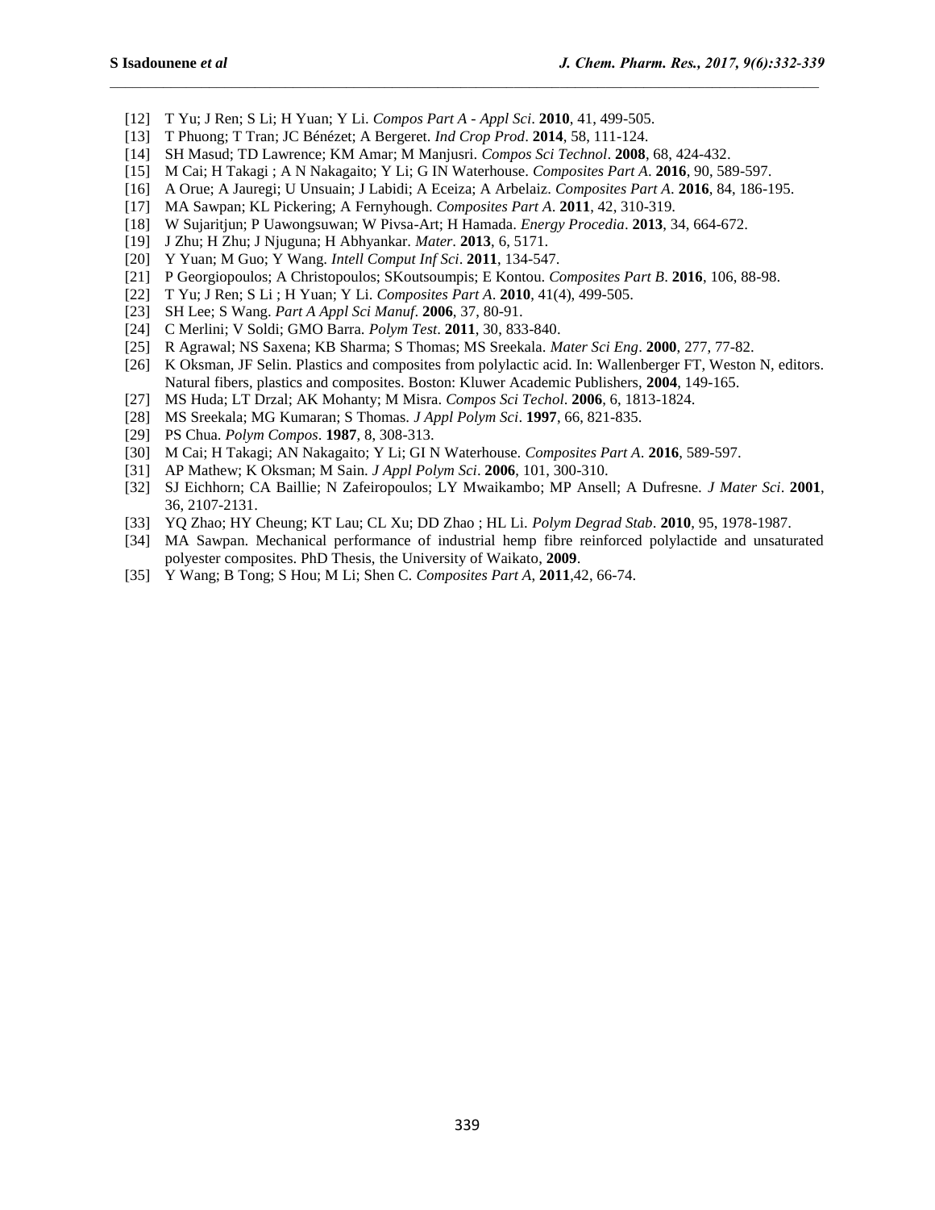[12] T Yu; J Ren; S Li; H Yuan; Y Li. *Compos Part A - Appl Sci*. **2010**, 41, 499-505.

[13] T Phuong; T Tran; JC Bénézet; A Bergeret. *Ind Crop Prod*. **2014**, 58, 111-124.

[14] SH Masud; TD Lawrence; KM Amar; M Manjusri. *Compos Sci Technol*. **2008**, 68, 424-432.

[15] M Cai; H Takagi ; A N Nakagaito; Y Li; G IN Waterhouse. *Composites Part A*. **2016**, 90, 589-597.

[16] A Orue; A Jauregi; U Unsuain; J Labidi; A Eceiza; A Arbelaiz. *Composites Part A*. **2016**, 84, 186-195.

[17] MA Sawpan; KL Pickering; A Fernyhough. *Composites Part A*. **2011**, 42, 310-319.

[18] W Sujaritjun; P Uawongsuwan; W Pivsa-Art; H Hamada. *Energy Procedia*. **2013**, 34, 664-672.

[19] J Zhu; H Zhu; J Njuguna; H Abhyankar. *Mater*. **2013**, 6, 5171.

[20] Y Yuan; M Guo; Y Wang. *Intell Comput Inf Sci*. **2011**, 134-547.

[21] P Georgiopoulos; A Christopoulos; SKoutsoumpis; E Kontou. *Composites Part B*. **2016**, 106, 88-98.

[22] T Yu; J Ren; S Li ; H Yuan; Y Li. *Composites Part A*. **2010**, 41(4), 499-505.

[23] SH Lee; S Wang. *Part A Appl Sci Manuf*. **2006**, 37, 80-91.

[24] C Merlini; V Soldi; GMO Barra. *Polym Test*. **2011**, 30, 833-840.

[25] R Agrawal; NS Saxena; KB Sharma; S Thomas; MS Sreekala. *Mater Sci Eng*. **2000**, 277, 77-82.

[26] K Oksman, JF Selin. Plastics and composites from polylactic acid. In: Wallenberger FT, Weston N, editors. Natural fibers, plastics and composites. Boston: Kluwer Academic Publishers, **2004**, 149-165.

[27] MS Huda; LT Drzal; AK Mohanty; M Misra. *Compos Sci Techol*. **2006**, 6, 1813-1824.

[28] MS Sreekala; MG Kumaran; S Thomas. *J Appl Polym Sci*. **1997**, 66, 821-835.

[29] PS Chua. *Polym Compos*. **1987**, 8, 308-313.

[30] M Cai; H Takagi; AN Nakagaito; Y Li; GI N Waterhouse. *Composites Part A*. **2016**, 589-597.

[31] AP Mathew; K Oksman; M Sain. *J Appl Polym Sci*. **2006**, 101, 300-310.

[32] SJ Eichhorn; CA Baillie; N Zafeiropoulos; LY Mwaikambo; MP Ansell; A Dufresne. *J Mater Sci*. **2001**, 36, 2107-2131.

[33] YQ Zhao; HY Cheung; KT Lau; CL Xu; DD Zhao ; HL Li. *Polym Degrad Stab*. **2010**, 95, 1978-1987.

[34] MA Sawpan. Mechanical performance of industrial hemp fibre reinforced polylactide and unsaturated polyester composites. PhD Thesis, the University of Waikato, **2009**.

[35] Y Wang; B Tong; S Hou; M Li; Shen C. *Composites Part A*, **2011**,42, 66-74.